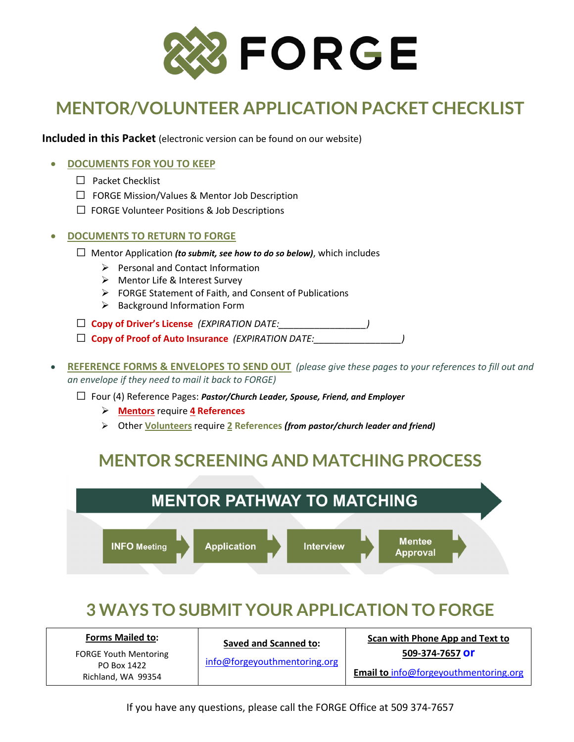# FORGE

## MENTOR/VOLUNTEER APPLICATION PACKET CHECKLIST

**Included in this Packet** (electronic version can be found on our website)

- **DOCUMENTS FOR YOU TO KEEP**
  - ☐ Packet Checklist
  - ☐ FORGE Mission/Values & Mentor Job Description
  - ☐ FORGE Volunteer Positions & Job Descriptions

- **DOCUMENTS TO RETURN TO FORGE**
  - ☐ Mentor Application ***(to submit, see how to do so below)***, which includes
    - ➢ Personal and Contact Information
    - ➢ Mentor Life & Interest Survey
    - ➢ FORGE Statement of Faith, and Consent of Publications
    - ➢ Background Information Form
  - ☐ **Copy of Driver's License** *(EXPIRATION DATE:_________________)*
  - ☐ **Copy of Proof of Auto Insurance** *(EXPIRATION DATE:_________________)*

- **REFERENCE FORMS & ENVELOPES TO SEND OUT** *(please give these pages to your references to fill out and an envelope if they need to mail it back to FORGE)*
  - ☐ Four (4) Reference Pages: ***Pastor/Church Leader, Spouse, Friend, and Employer***
    - ➢ **Mentors** require **4 References**
    - ➢ Other **Volunteers** require **2 References** ***(from pastor/church leader and friend)***

## MENTOR SCREENING AND MATCHING PROCESS

**MENTOR PATHWAY TO MATCHING**

INFO Meeting → Application → Interview → Mentee Approval

## 3 WAYS TO SUBMIT YOUR APPLICATION TO FORGE

| **Forms Mailed to:** | **Saved and Scanned to:** | **Scan with Phone App and Text to 509-374-7657 or** |
|---|---|---|
| FORGE Youth Mentoring<br>PO Box 1422<br>Richland, WA 99354 | info@forgeyouthmentoring.org | **Email to** info@forgeyouthmentoring.org |

If you have any questions, please call the FORGE Office at 509 374-7657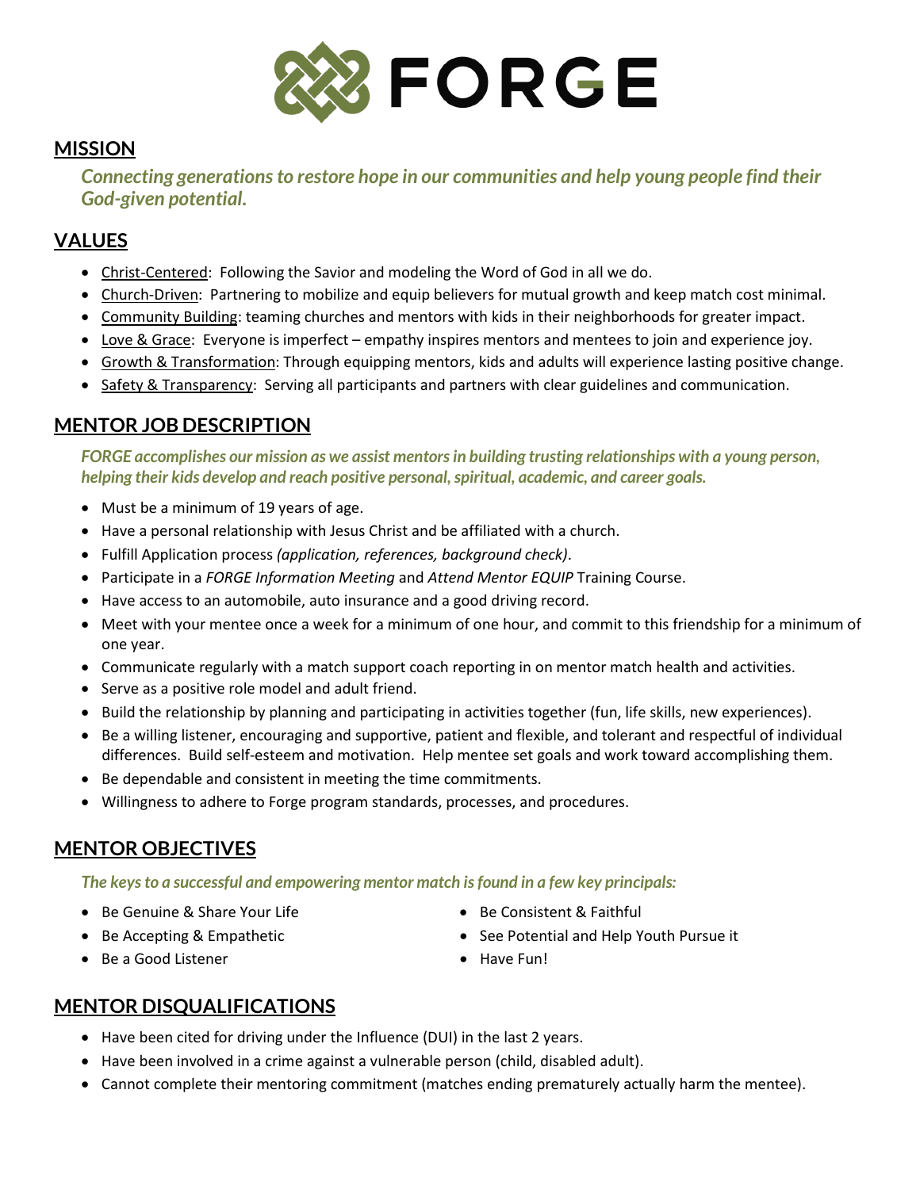# FORGE

## MISSION

***Connecting generations to restore hope in our communities and help young people find their God-given potential.***

## VALUES

- Christ-Centered: Following the Savior and modeling the Word of God in all we do.
- Church-Driven: Partnering to mobilize and equip believers for mutual growth and keep match cost minimal.
- Community Building: teaming churches and mentors with kids in their neighborhoods for greater impact.
- Love & Grace: Everyone is imperfect – empathy inspires mentors and mentees to join and experience joy.
- Growth & Transformation: Through equipping mentors, kids and adults will experience lasting positive change.
- Safety & Transparency: Serving all participants and partners with clear guidelines and communication.

## MENTOR JOB DESCRIPTION

***FORGE accomplishes our mission as we assist mentors in building trusting relationships with a young person, helping their kids develop and reach positive personal, spiritual, academic, and career goals.***

- Must be a minimum of 19 years of age.
- Have a personal relationship with Jesus Christ and be affiliated with a church.
- Fulfill Application process *(application, references, background check)*.
- Participate in a *FORGE Information Meeting* and *Attend Mentor EQUIP* Training Course.
- Have access to an automobile, auto insurance and a good driving record.
- Meet with your mentee once a week for a minimum of one hour, and commit to this friendship for a minimum of one year.
- Communicate regularly with a match support coach reporting in on mentor match health and activities.
- Serve as a positive role model and adult friend.
- Build the relationship by planning and participating in activities together (fun, life skills, new experiences).
- Be a willing listener, encouraging and supportive, patient and flexible, and tolerant and respectful of individual differences. Build self-esteem and motivation. Help mentee set goals and work toward accomplishing them.
- Be dependable and consistent in meeting the time commitments.
- Willingness to adhere to Forge program standards, processes, and procedures.

## MENTOR OBJECTIVES

***The keys to a successful and empowering mentor match is found in a few key principals:***

- Be Genuine & Share Your Life
- Be Accepting & Empathetic
- Be a Good Listener
- Be Consistent & Faithful
- See Potential and Help Youth Pursue it
- Have Fun!

## MENTOR DISQUALIFICATIONS

- Have been cited for driving under the Influence (DUI) in the last 2 years.
- Have been involved in a crime against a vulnerable person (child, disabled adult).
- Cannot complete their mentoring commitment (matches ending prematurely actually harm the mentee).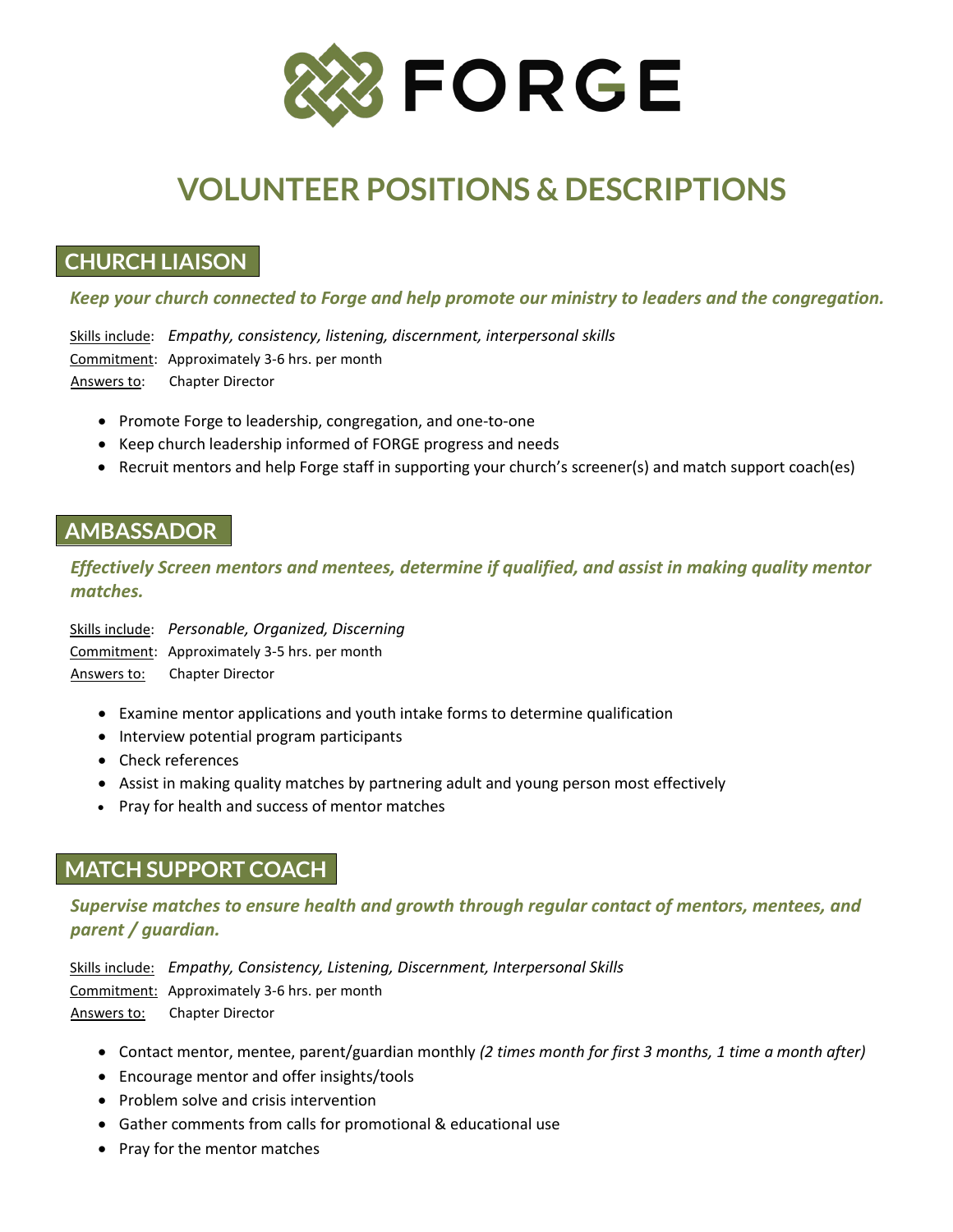# FORGE

# VOLUNTEER POSITIONS & DESCRIPTIONS

## CHURCH LIAISON

***Keep your church connected to Forge and help promote our ministry to leaders and the congregation.***

Skills include: *Empathy, consistency, listening, discernment, interpersonal skills*
Commitment: Approximately 3-6 hrs. per month
Answers to: Chapter Director

- Promote Forge to leadership, congregation, and one-to-one
- Keep church leadership informed of FORGE progress and needs
- Recruit mentors and help Forge staff in supporting your church's screener(s) and match support coach(es)

## AMBASSADOR

***Effectively Screen mentors and mentees, determine if qualified, and assist in making quality mentor matches.***

Skills include: *Personable, Organized, Discerning*
Commitment: Approximately 3-5 hrs. per month
Answers to: Chapter Director

- Examine mentor applications and youth intake forms to determine qualification
- Interview potential program participants
- Check references
- Assist in making quality matches by partnering adult and young person most effectively
- Pray for health and success of mentor matches

## MATCH SUPPORT COACH

***Supervise matches to ensure health and growth through regular contact of mentors, mentees, and parent / guardian.***

Skills include: *Empathy, Consistency, Listening, Discernment, Interpersonal Skills*
Commitment: Approximately 3-6 hrs. per month
Answers to: Chapter Director

- Contact mentor, mentee, parent/guardian monthly *(2 times month for first 3 months, 1 time a month after)*
- Encourage mentor and offer insights/tools
- Problem solve and crisis intervention
- Gather comments from calls for promotional & educational use
- Pray for the mentor matches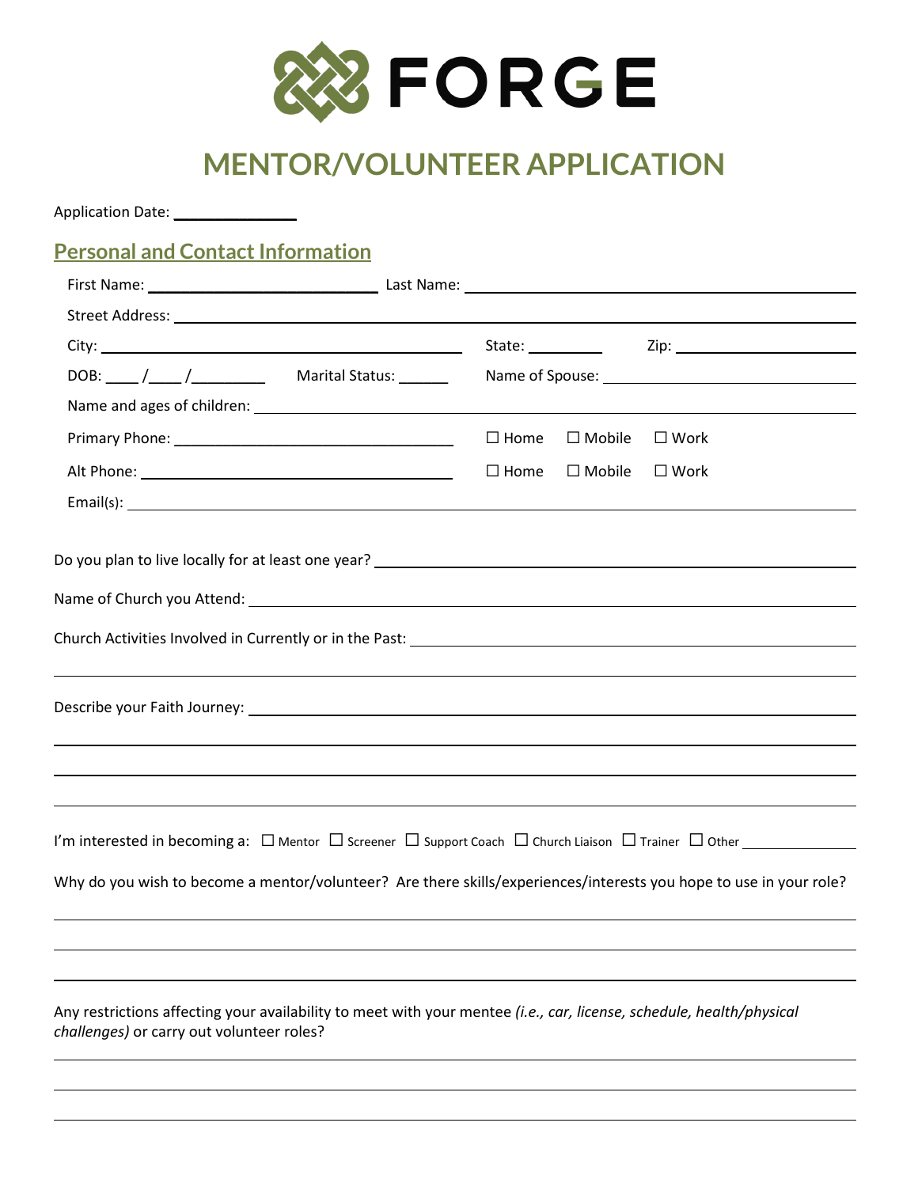# FORGE

## MENTOR/VOLUNTEER APPLICATION

Application Date: _______________

### Personal and Contact Information

First Name: ____________________________ Last Name: ______________________________________________

Street Address: ____________________________________________________________________________________

City: ____________________________________________ State: _________ Zip: _____________________

DOB: ____ /____ /_________ Marital Status: ______ Name of Spouse: ______________________________

Name and ages of children: __________________________________________________________________________

Primary Phone: __________________________________ ☐ Home ☐ Mobile ☐ Work

Alt Phone: ______________________________________ ☐ Home ☐ Mobile ☐ Work

Email(s): __________________________________________________________________________________________

Do you plan to live locally for at least one year? ______________________________________________________

Name of Church you Attend: ____________________________________________________________________________

Church Activities Involved in Currently or in the Past: ______________________________________________

______________________________________________________________________________________________________

Describe your Faith Journey: ___________________________________________________________________________

______________________________________________________________________________________________________

______________________________________________________________________________________________________

______________________________________________________________________________________________________

I'm interested in becoming a: ☐ Mentor ☐ Screener ☐ Support Coach ☐ Church Liaison ☐ Trainer ☐ Other ______________

Why do you wish to become a mentor/volunteer? Are there skills/experiences/interests you hope to use in your role?

______________________________________________________________________________________________________

______________________________________________________________________________________________________

______________________________________________________________________________________________________

Any restrictions affecting your availability to meet with your mentee *(i.e., car, license, schedule, health/physical challenges)* or carry out volunteer roles?

______________________________________________________________________________________________________

______________________________________________________________________________________________________

______________________________________________________________________________________________________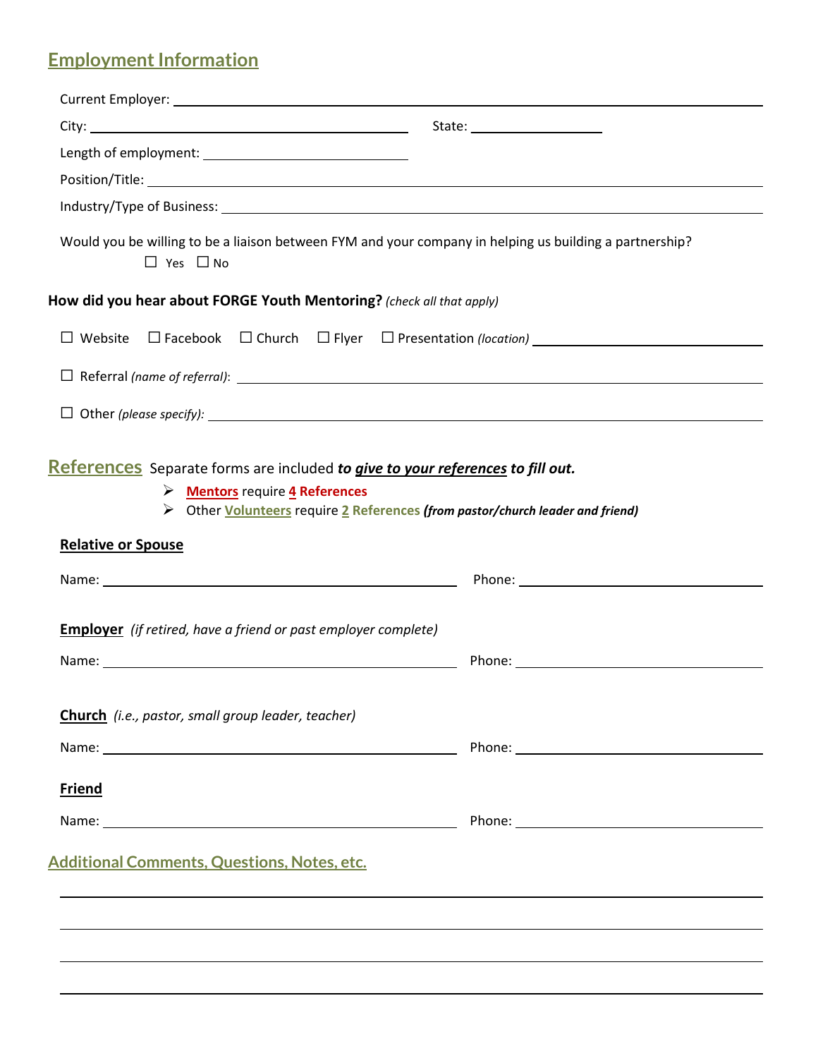## Employment Information

Current Employer: ______________________________________________

City: ______________________________ State: ______________

Length of employment: ______________________

Position/Title: ______________________________________________

Industry/Type of Business: ______________________________________________

Would you be willing to be a liaison between FYM and your company in helping us building a partnership?

☐ Yes ☐ No

**How did you hear about FORGE Youth Mentoring?** *(check all that apply)*

☐ Website ☐ Facebook ☐ Church ☐ Flyer ☐ Presentation *(location)* ______________________

☐ Referral *(name of referral)*: ______________________________________________

☐ Other *(please specify):* ______________________________________________

## References

Separate forms are included ***to give to your references to fill out.***

- **Mentors** require **4 References**
- Other **Volunteers** require **2 References** ***(from pastor/church leader and friend)***

**Relative or Spouse**

Name: ______________________________ Phone: ______________________

**Employer** *(if retired, have a friend or past employer complete)*

Name: ______________________________ Phone: ______________________

**Church** *(i.e., pastor, small group leader, teacher)*

Name: ______________________________ Phone: ______________________

**Friend**

Name: ______________________________ Phone: ______________________

## Additional Comments, Questions, Notes, etc.

______________________________________________

______________________________________________

______________________________________________

______________________________________________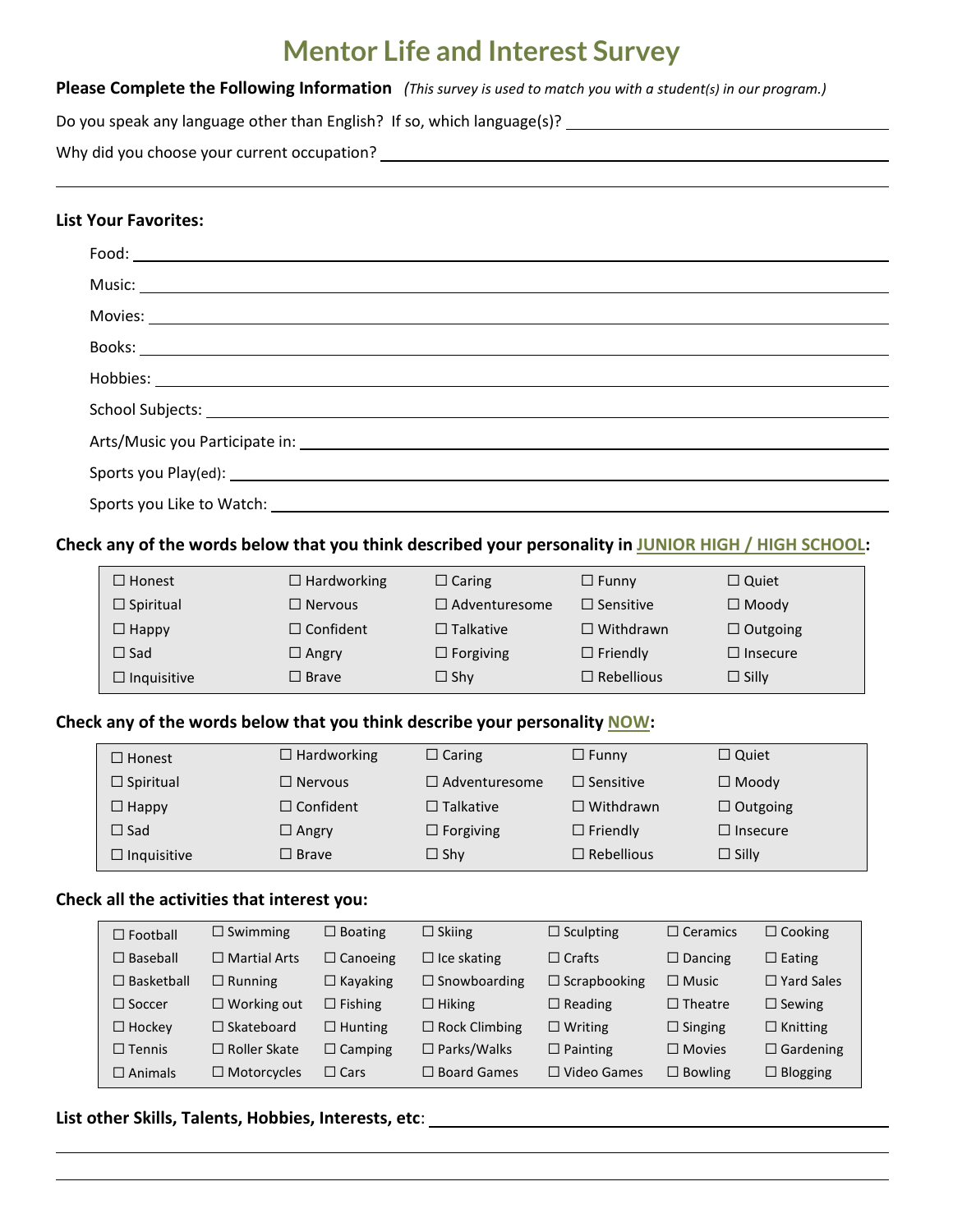# Mentor Life and Interest Survey

**Please Complete the Following Information** *(This survey is used to match you with a student(s) in our program.)*

Do you speak any language other than English? If so, which language(s)? ______________________

Why did you choose your current occupation? ______________________

______________________

**List Your Favorites:**

Food: ______________________

Music: ______________________

Movies: ______________________

Books: ______________________

Hobbies: ______________________

School Subjects: ______________________

Arts/Music you Participate in: ______________________

Sports you Play(ed): ______________________

Sports you Like to Watch: ______________________

**Check any of the words below that you think described your personality in JUNIOR HIGH / HIGH SCHOOL:**

| | | | | |
|---|---|---|---|---|
| ☐ Honest | ☐ Hardworking | ☐ Caring | ☐ Funny | ☐ Quiet |
| ☐ Spiritual | ☐ Nervous | ☐ Adventuresome | ☐ Sensitive | ☐ Moody |
| ☐ Happy | ☐ Confident | ☐ Talkative | ☐ Withdrawn | ☐ Outgoing |
| ☐ Sad | ☐ Angry | ☐ Forgiving | ☐ Friendly | ☐ Insecure |
| ☐ Inquisitive | ☐ Brave | ☐ Shy | ☐ Rebellious | ☐ Silly |

**Check any of the words below that you think describe your personality NOW:**

| | | | | |
|---|---|---|---|---|
| ☐ Honest | ☐ Hardworking | ☐ Caring | ☐ Funny | ☐ Quiet |
| ☐ Spiritual | ☐ Nervous | ☐ Adventuresome | ☐ Sensitive | ☐ Moody |
| ☐ Happy | ☐ Confident | ☐ Talkative | ☐ Withdrawn | ☐ Outgoing |
| ☐ Sad | ☐ Angry | ☐ Forgiving | ☐ Friendly | ☐ Insecure |
| ☐ Inquisitive | ☐ Brave | ☐ Shy | ☐ Rebellious | ☐ Silly |

**Check all the activities that interest you:**

| | | | | | | |
|---|---|---|---|---|---|---|
| ☐ Football | ☐ Swimming | ☐ Boating | ☐ Skiing | ☐ Sculpting | ☐ Ceramics | ☐ Cooking |
| ☐ Baseball | ☐ Martial Arts | ☐ Canoeing | ☐ Ice skating | ☐ Crafts | ☐ Dancing | ☐ Eating |
| ☐ Basketball | ☐ Running | ☐ Kayaking | ☐ Snowboarding | ☐ Scrapbooking | ☐ Music | ☐ Yard Sales |
| ☐ Soccer | ☐ Working out | ☐ Fishing | ☐ Hiking | ☐ Reading | ☐ Theatre | ☐ Sewing |
| ☐ Hockey | ☐ Skateboard | ☐ Hunting | ☐ Rock Climbing | ☐ Writing | ☐ Singing | ☐ Knitting |
| ☐ Tennis | ☐ Roller Skate | ☐ Camping | ☐ Parks/Walks | ☐ Painting | ☐ Movies | ☐ Gardening |
| ☐ Animals | ☐ Motorcycles | ☐ Cars | ☐ Board Games | ☐ Video Games | ☐ Bowling | ☐ Blogging |

**List other Skills, Talents, Hobbies, Interests, etc**: ______________________

______________________

______________________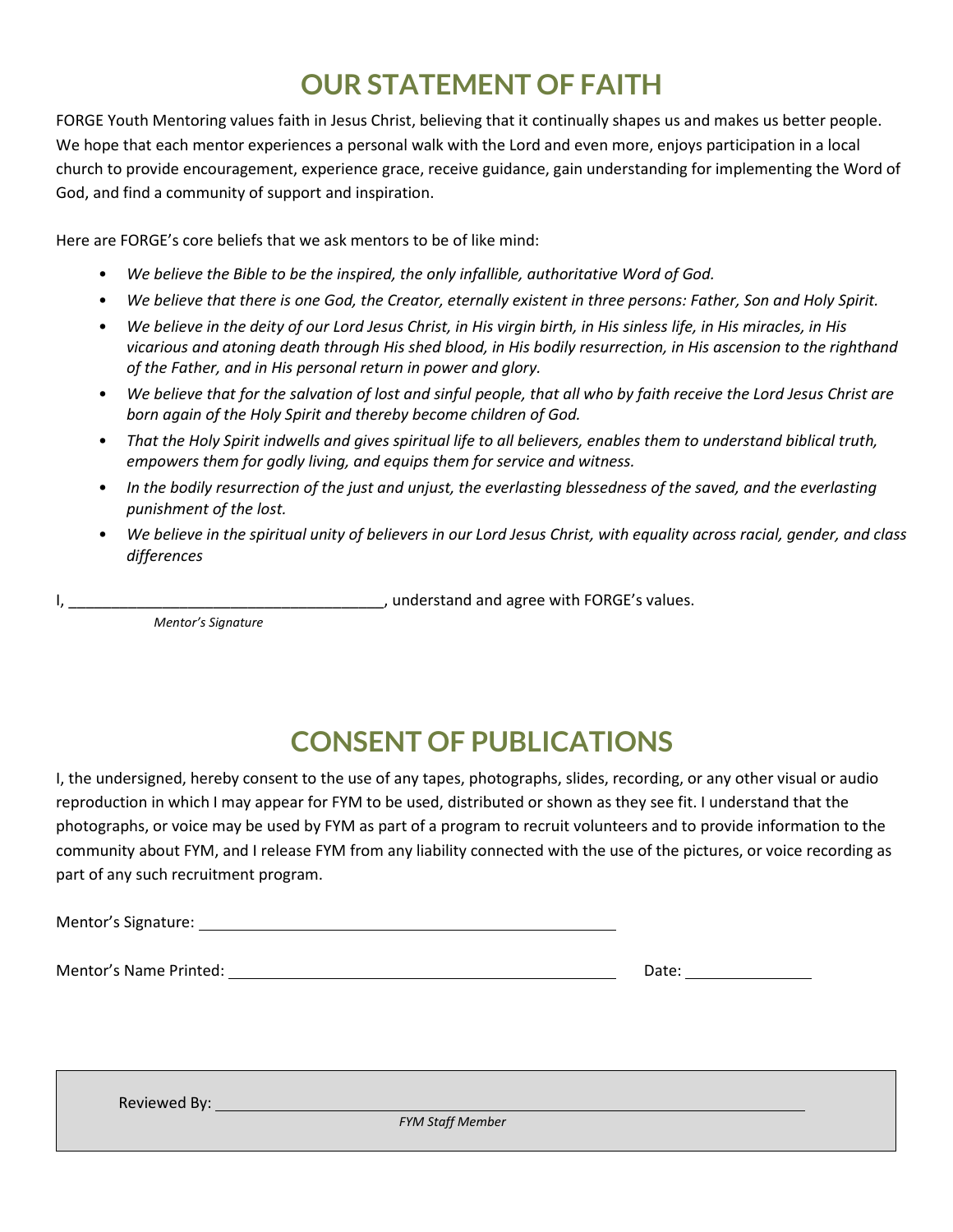# OUR STATEMENT OF FAITH

FORGE Youth Mentoring values faith in Jesus Christ, believing that it continually shapes us and makes us better people. We hope that each mentor experiences a personal walk with the Lord and even more, enjoys participation in a local church to provide encouragement, experience grace, receive guidance, gain understanding for implementing the Word of God, and find a community of support and inspiration.

Here are FORGE's core beliefs that we ask mentors to be of like mind:

- *We believe the Bible to be the inspired, the only infallible, authoritative Word of God.*
- *We believe that there is one God, the Creator, eternally existent in three persons: Father, Son and Holy Spirit.*
- *We believe in the deity of our Lord Jesus Christ, in His virgin birth, in His sinless life, in His miracles, in His vicarious and atoning death through His shed blood, in His bodily resurrection, in His ascension to the righthand of the Father, and in His personal return in power and glory.*
- *We believe that for the salvation of lost and sinful people, that all who by faith receive the Lord Jesus Christ are born again of the Holy Spirit and thereby become children of God.*
- *That the Holy Spirit indwells and gives spiritual life to all believers, enables them to understand biblical truth, empowers them for godly living, and equips them for service and witness.*
- *In the bodily resurrection of the just and unjust, the everlasting blessedness of the saved, and the everlasting punishment of the lost.*
- *We believe in the spiritual unity of believers in our Lord Jesus Christ, with equality across racial, gender, and class differences*

I, ____________________________________, understand and agree with FORGE's values.
*Mentor's Signature*

# CONSENT OF PUBLICATIONS

I, the undersigned, hereby consent to the use of any tapes, photographs, slides, recording, or any other visual or audio reproduction in which I may appear for FYM to be used, distributed or shown as they see fit. I understand that the photographs, or voice may be used by FYM as part of a program to recruit volunteers and to provide information to the community about FYM, and I release FYM from any liability connected with the use of the pictures, or voice recording as part of any such recruitment program.

Mentor's Signature: ____________________________________

Mentor's Name Printed: ____________________________________ Date: ______________

Reviewed By: ____________________________________
*FYM Staff Member*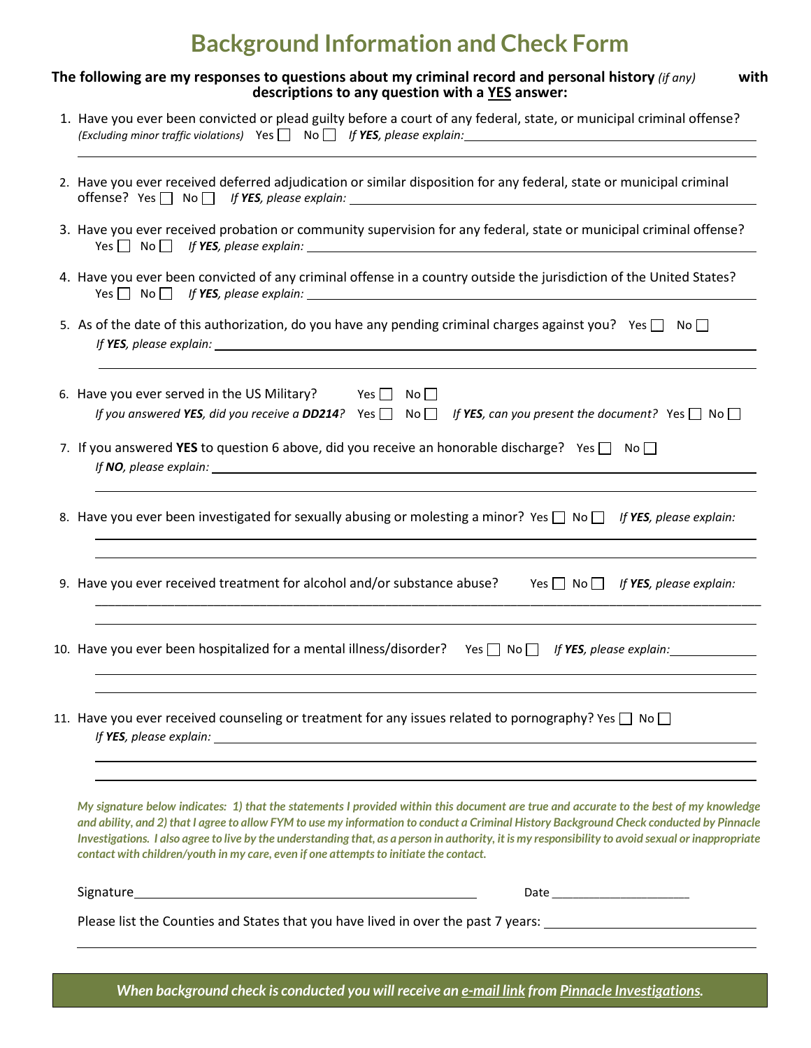# Background Information and Check Form

**The following are my responses to questions about my criminal record and personal history** *(if any)* **with descriptions to any question with a YES answer:**

1. Have you ever been convicted or plead guilty before a court of any federal, state, or municipal criminal offense? *(Excluding minor traffic violations)* Yes ☐ No ☐ *If **YES**, please explain:* ______________________________

2. Have you ever received deferred adjudication or similar disposition for any federal, state or municipal criminal offense? Yes ☐ No ☐ *If **YES**, please explain:* ______________________________

3. Have you ever received probation or community supervision for any federal, state or municipal criminal offense? Yes ☐ No ☐ *If **YES**, please explain:* ______________________________

4. Have you ever been convicted of any criminal offense in a country outside the jurisdiction of the United States? Yes ☐ No ☐ *If **YES**, please explain:* ______________________________

5. As of the date of this authorization, do you have any pending criminal charges against you? Yes ☐ No ☐ *If **YES**, please explain:* ______________________________

6. Have you ever served in the US Military? Yes ☐ No ☐
   *If you answered **YES**, did you receive a **DD214**?* Yes ☐ No ☐ *If **YES**, can you present the document?* Yes ☐ No ☐

7. If you answered **YES** to question 6 above, did you receive an honorable discharge? Yes ☐ No ☐
   *If **NO**, please explain:* ______________________________

8. Have you ever been investigated for sexually abusing or molesting a minor? Yes ☐ No ☐ *If **YES**, please explain:* ______________________________

9. Have you ever received treatment for alcohol and/or substance abuse? Yes ☐ No ☐ *If **YES**, please explain:* ______________________________

10. Have you ever been hospitalized for a mental illness/disorder? Yes ☐ No ☐ *If **YES**, please explain:* ______________________________

11. Have you ever received counseling or treatment for any issues related to pornography? Yes ☐ No ☐
    *If **YES**, please explain:* ______________________________

***My signature below indicates: 1) that the statements I provided within this document are true and accurate to the best of my knowledge and ability, and 2) that I agree to allow FYM to use my information to conduct a Criminal History Background Check conducted by Pinnacle Investigations. I also agree to live by the understanding that, as a person in authority, it is my responsibility to avoid sexual or inappropriate contact with children/youth in my care, even if one attempts to initiate the contact.***

Signature______________________________ Date ______________________

Please list the Counties and States that you have lived in over the past 7 years: ______________________________

***When background check is conducted you will receive an e-mail link from Pinnacle Investigations.***